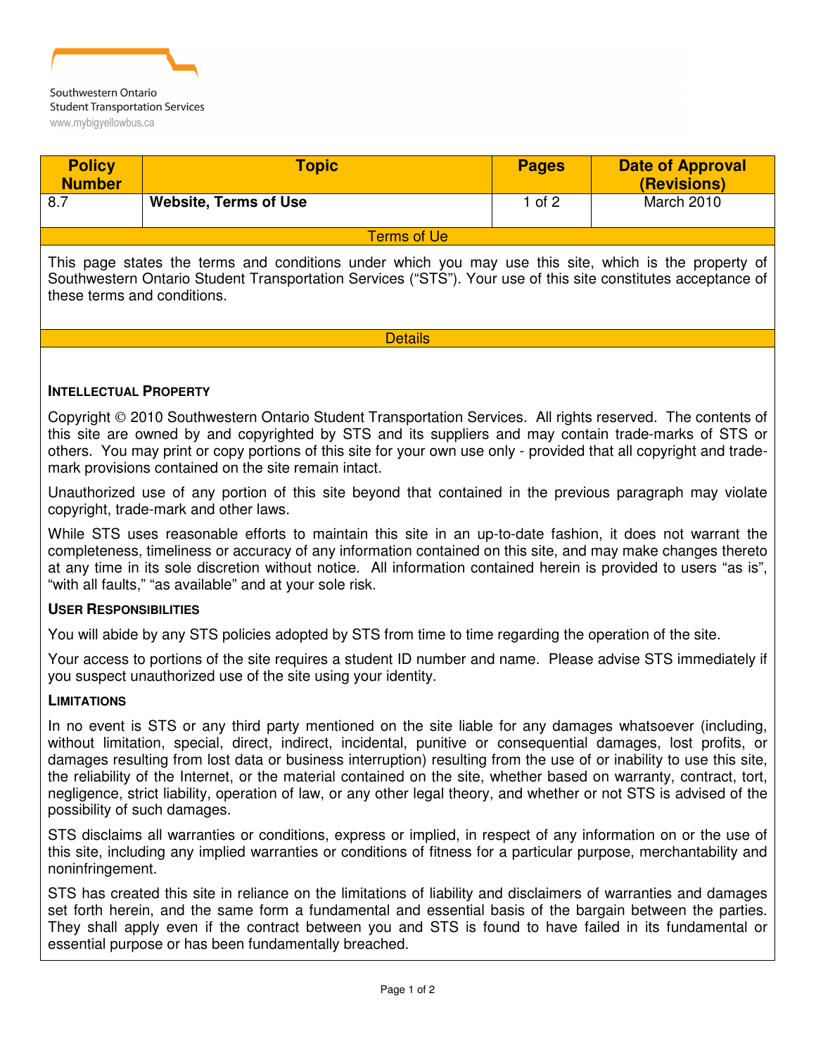Southwestern Ontario
Student Transportation Services
www.mybigyellowbus.ca

| Policy Number | Topic | Pages | Date of Approval (Revisions) |
|---|---|---|---|
| 8.7 | **Website, Terms of Use** | 1 of 2 | March 2010 |

## Terms of Ue

This page states the terms and conditions under which you may use this site, which is the property of Southwestern Ontario Student Transportation Services ("STS"). Your use of this site constitutes acceptance of these terms and conditions.

## Details

### INTELLECTUAL PROPERTY

Copyright © 2010 Southwestern Ontario Student Transportation Services. All rights reserved. The contents of this site are owned by and copyrighted by STS and its suppliers and may contain trade-marks of STS or others. You may print or copy portions of this site for your own use only - provided that all copyright and trade-mark provisions contained on the site remain intact.

Unauthorized use of any portion of this site beyond that contained in the previous paragraph may violate copyright, trade-mark and other laws.

While STS uses reasonable efforts to maintain this site in an up-to-date fashion, it does not warrant the completeness, timeliness or accuracy of any information contained on this site, and may make changes thereto at any time in its sole discretion without notice. All information contained herein is provided to users "as is", "with all faults," "as available" and at your sole risk.

### USER RESPONSIBILITIES

You will abide by any STS policies adopted by STS from time to time regarding the operation of the site.

Your access to portions of the site requires a student ID number and name. Please advise STS immediately if you suspect unauthorized use of the site using your identity.

### LIMITATIONS

In no event is STS or any third party mentioned on the site liable for any damages whatsoever (including, without limitation, special, direct, indirect, incidental, punitive or consequential damages, lost profits, or damages resulting from lost data or business interruption) resulting from the use of or inability to use this site, the reliability of the Internet, or the material contained on the site, whether based on warranty, contract, tort, negligence, strict liability, operation of law, or any other legal theory, and whether or not STS is advised of the possibility of such damages.

STS disclaims all warranties or conditions, express or implied, in respect of any information on or the use of this site, including any implied warranties or conditions of fitness for a particular purpose, merchantability and noninfringement.

STS has created this site in reliance on the limitations of liability and disclaimers of warranties and damages set forth herein, and the same form a fundamental and essential basis of the bargain between the parties. They shall apply even if the contract between you and STS is found to have failed in its fundamental or essential purpose or has been fundamentally breached.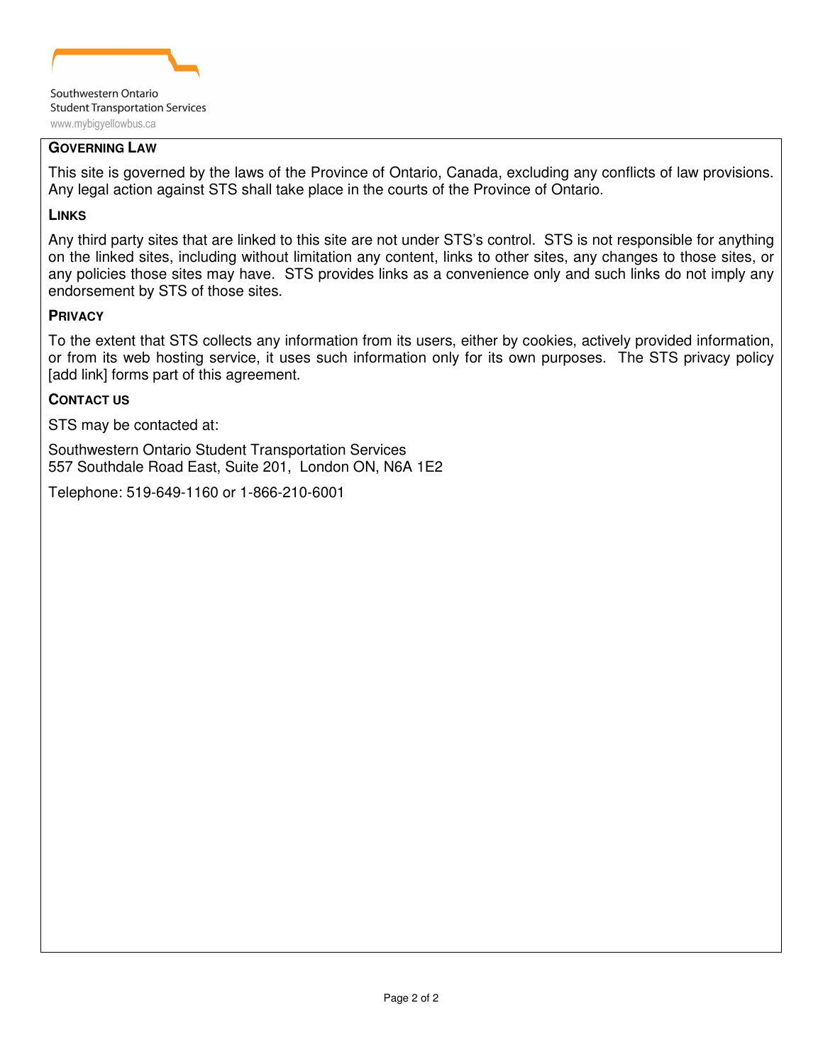Southwestern Ontario
Student Transportation Services
www.mybigyellowbus.ca

## GOVERNING LAW

This site is governed by the laws of the Province of Ontario, Canada, excluding any conflicts of law provisions. Any legal action against STS shall take place in the courts of the Province of Ontario.

## LINKS

Any third party sites that are linked to this site are not under STS's control. STS is not responsible for anything on the linked sites, including without limitation any content, links to other sites, any changes to those sites, or any policies those sites may have. STS provides links as a convenience only and such links do not imply any endorsement by STS of those sites.

## PRIVACY

To the extent that STS collects any information from its users, either by cookies, actively provided information, or from its web hosting service, it uses such information only for its own purposes. The STS privacy policy [add link] forms part of this agreement.

## CONTACT US

STS may be contacted at:

Southwestern Ontario Student Transportation Services
557 Southdale Road East, Suite 201, London ON, N6A 1E2

Telephone: 519-649-1160 or 1-866-210-6001